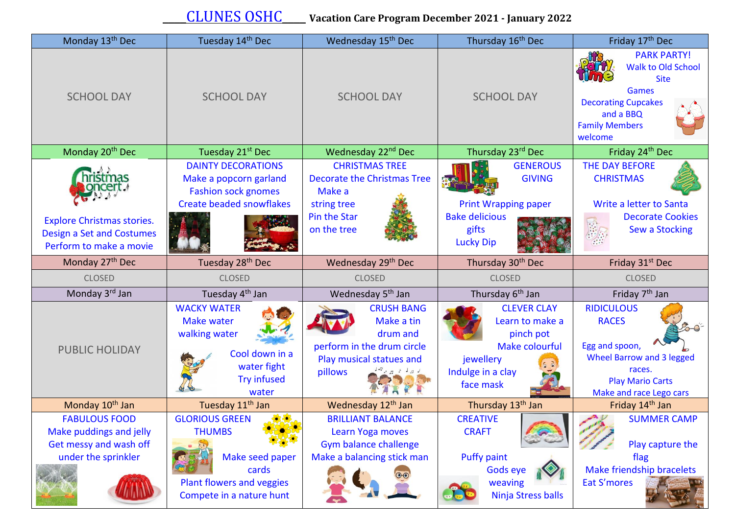# CLUNES OSHC Vacation Care Program December 2021 - January 2022

| Monday 13th Dec | Tuesday 14th Dec | Wednesday 15th Dec | Thursday 16th Dec | Friday 17th Dec |
|---|---|---|---|---|
| SCHOOL DAY | SCHOOL DAY | SCHOOL DAY | SCHOOL DAY | PARK PARTY! Walk to Old School Site Games Decorating Cupcakes and a BBQ Family Members welcome |
| **Monday 20th Dec** | **Tuesday 21st Dec** | **Wednesday 22nd Dec** | **Thursday 23rd Dec** | **Friday 24th Dec** |
| Explore Christmas stories. Design a Set and Costumes Perform to make a movie | DAINTY DECORATIONS Make a popcorn garland Fashion sock gnomes Create beaded snowflakes | CHRISTMAS TREE Decorate the Christmas Tree Make a string tree Pin the Star on the tree | GENEROUS GIVING Print Wrapping paper Bake delicious gifts Lucky Dip | THE DAY BEFORE CHRISTMAS Write a letter to Santa Decorate Cookies Sew a Stocking |
| **Monday 27th Dec** | **Tuesday 28th Dec** | **Wednesday 29th Dec** | **Thursday 30th Dec** | **Friday 31st Dec** |
| CLOSED | CLOSED | CLOSED | CLOSED | CLOSED |
| **Monday 3rd Jan** | **Tuesday 4th Jan** | **Wednesday 5th Jan** | **Thursday 6th Jan** | **Friday 7th Jan** |
| PUBLIC HOLIDAY | WACKY WATER Make water walking water Cool down in a water fight Try infused water | CRUSH BANG Make a tin drum and perform in the drum circle Play musical statues and pillows | CLEVER CLAY Learn to make a pinch pot Make colourful jewellery Indulge in a clay face mask | RIDICULOUS RACES Egg and spoon, Wheel Barrow and 3 legged races. Play Mario Carts Make and race Lego cars |
| **Monday 10th Jan** | **Tuesday 11th Jan** | **Wednesday 12th Jan** | **Thursday 13th Jan** | **Friday 14th Jan** |
| FABULOUS FOOD Make puddings and jelly Get messy and wash off under the sprinkler | GLORIOUS GREEN THUMBS Make seed paper cards Plant flowers and veggies Compete in a nature hunt | BRILLIANT BALANCE Learn Yoga moves Gym balance challenge Make a balancing stick man | CREATIVE CRAFT Puffy paint Gods eye weaving Ninja Stress balls | SUMMER CAMP Play capture the flag Make friendship bracelets Eat S'mores |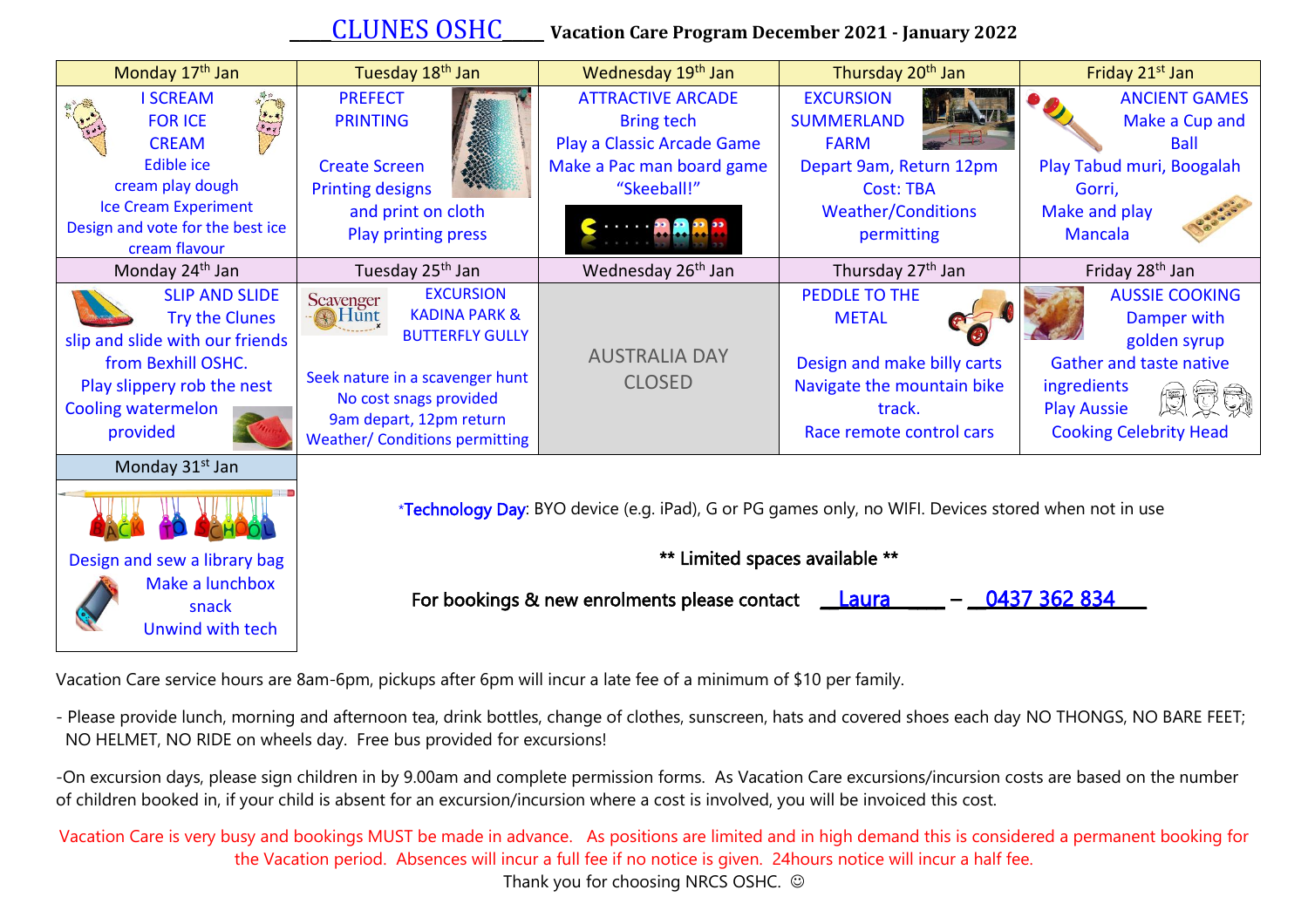# CLUNES OSHC Vacation Care Program December 2021 - January 2022

| Monday 17th Jan | Tuesday 18th Jan | Wednesday 19th Jan | Thursday 20th Jan | Friday 21st Jan |
|---|---|---|---|---|
| I SCREAM FOR ICE CREAM<br>Edible ice cream play dough<br>Ice Cream Experiment<br>Design and vote for the best ice cream flavour | PREFECT PRINTING<br>Create Screen Printing designs and print on cloth<br>Play printing press | ATTRACTIVE ARCADE<br>Bring tech<br>Play a Classic Arcade Game<br>Make a Pac man board game<br>"Skeeball!" | EXCURSION SUMMERLAND FARM<br>Depart 9am, Return 12pm<br>Cost: TBA<br>Weather/Conditions permitting | ANCIENT GAMES<br>Make a Cup and Ball<br>Play Tabud muri, Boogalah Gorri,<br>Make and play Mancala |
| **Monday 24th Jan** | **Tuesday 25th Jan** | **Wednesday 26th Jan** | **Thursday 27th Jan** | **Friday 28th Jan** |
| SLIP AND SLIDE<br>Try the Clunes slip and slide with our friends from Bexhill OSHC.<br>Play slippery rob the nest<br>Cooling watermelon provided | EXCURSION KADINA PARK & BUTTERFLY GULLY<br>Seek nature in a scavenger hunt<br>No cost snags provided<br>9am depart, 12pm return<br>Weather/ Conditions permitting | AUSTRALIA DAY CLOSED | PEDDLE TO THE METAL<br>Design and make billy carts<br>Navigate the mountain bike track.<br>Race remote control cars | AUSSIE COOKING<br>Damper with golden syrup<br>Gather and taste native ingredients<br>Play Aussie Cooking Celebrity Head |
| **Monday 31st Jan** | | | | |
| BACK TO SCHOOL<br>Design and sew a library bag<br>Make a lunchbox snack<br>Unwind with tech | | | | |

*Technology Day: BYO device (e.g. iPad), G or PG games only, no WIFI. Devices stored when not in use

** Limited spaces available **

For bookings & new enrolments please contact Laura – 0437 362 834

Vacation Care service hours are 8am-6pm, pickups after 6pm will incur a late fee of a minimum of $10 per family.

- Please provide lunch, morning and afternoon tea, drink bottles, change of clothes, sunscreen, hats and covered shoes each day NO THONGS, NO BARE FEET; NO HELMET, NO RIDE on wheels day. Free bus provided for excursions!

-On excursion days, please sign children in by 9.00am and complete permission forms. As Vacation Care excursions/incursion costs are based on the number of children booked in, if your child is absent for an excursion/incursion where a cost is involved, you will be invoiced this cost.

Vacation Care is very busy and bookings MUST be made in advance. As positions are limited and in high demand this is considered a permanent booking for the Vacation period. Absences will incur a full fee if no notice is given. 24hours notice will incur a half fee.

Thank you for choosing NRCS OSHC. ☺